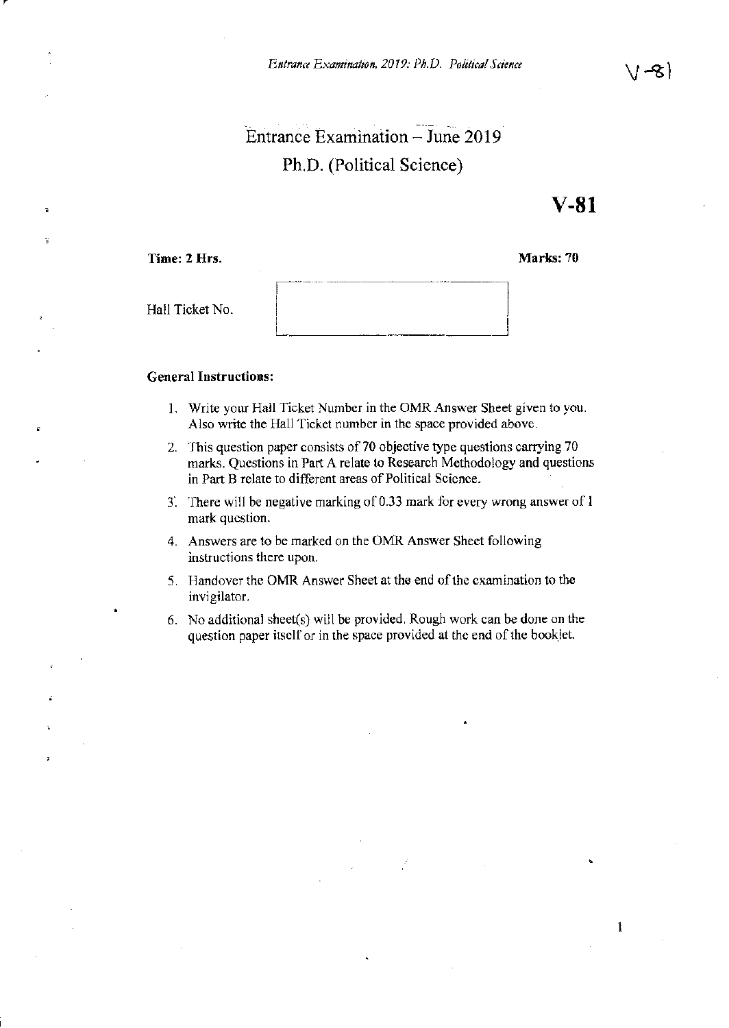# Entrance Examination – June 2019

## Ph.D. (Political Science)

**V-81**

**Time: 2 Hrs.** **Marks: 70**

Hall Ticket No.

**General Instructions:**

1. Write your Hall Ticket Number in the OMR Answer Sheet given to you. Also write the Hall Ticket number in the space provided above.
2. This question paper consists of 70 objective type questions carrying 70 marks. Questions in Part A relate to Research Methodology and questions in Part B relate to different areas of Political Science.
3. There will be negative marking of 0.33 mark for every wrong answer of 1 mark question.
4. Answers are to be marked on the OMR Answer Sheet following instructions there upon.
5. Handover the OMR Answer Sheet at the end of the examination to the invigilator.
6. No additional sheet(s) will be provided. Rough work can be done on the question paper itself or in the space provided at the end of the booklet.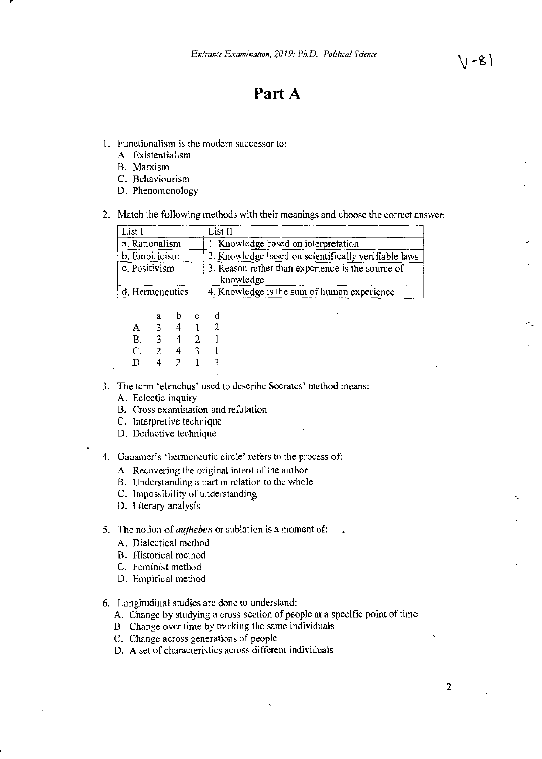# Part A

1. Functionalism is the modern successor to:
   A. Existentialism
   B. Marxism
   C. Behaviourism
   D. Phenomenology

2. Match the following methods with their meanings and choose the correct answer:

| List I | List II |
|---|---|
| a. Rationalism | 1. Knowledge based on interpretation |
| b. Empiricism | 2. Knowledge based on scientifically verifiable laws |
| c. Positivism | 3. Reason rather than experience is the source of knowledge |
| d. Hermeneutics | 4. Knowledge is the sum of human experience |

| | a | b | c | d |
|---|---|---|---|---|
| A | 3 | 4 | 1 | 2 |
| B. | 3 | 4 | 2 | 1 |
| C. | 2 | 4 | 3 | 1 |
| D. | 4 | 2 | 1 | 3 |

3. The term 'elenchus' used to describe Socrates' method means:
   A. Eclectic inquiry
   B. Cross examination and refutation
   C. Interpretive technique
   D. Deductive technique

4. Gadamer's 'hermeneutic circle' refers to the process of:
   A. Recovering the original intent of the author
   B. Understanding a part in relation to the whole
   C. Impossibility of understanding
   D. Literary analysis

5. The notion of *aufheben* or sublation is a moment of:
   A. Dialectical method
   B. Historical method
   C. Feminist method
   D. Empirical method

6. Longitudinal studies are done to understand:
   A. Change by studying a cross-section of people at a specific point of time
   B. Change over time by tracking the same individuals
   C. Change across generations of people
   D. A set of characteristics across different individuals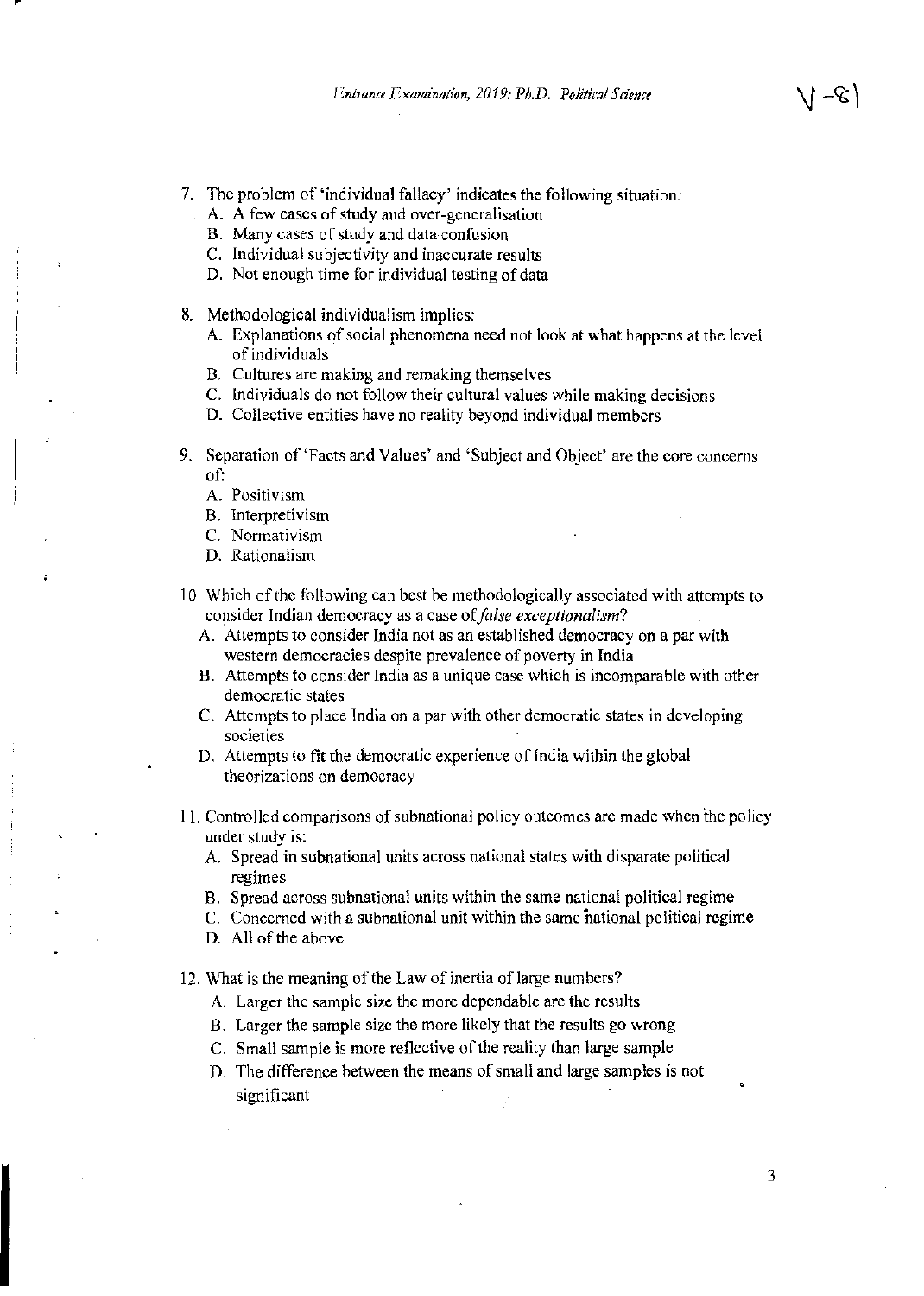7. The problem of 'individual fallacy' indicates the following situation:
   A. A few cases of study and over-generalisation
   B. Many cases of study and data confusion
   C. Individual subjectivity and inaccurate results
   D. Not enough time for individual testing of data

8. Methodological individualism implies:
   A. Explanations of social phenomena need not look at what happens at the level of individuals
   B. Cultures are making and remaking themselves
   C. Individuals do not follow their cultural values while making decisions
   D. Collective entities have no reality beyond individual members

9. Separation of 'Facts and Values' and 'Subject and Object' are the core concerns of:
   A. Positivism
   B. Interpretivism
   C. Normativism
   D. Rationalism

10. Which of the following can best be methodologically associated with attempts to consider Indian democracy as a case of *false exceptionalism*?
    A. Attempts to consider India not as an established democracy on a par with western democracies despite prevalence of poverty in India
    B. Attempts to consider India as a unique case which is incomparable with other democratic states
    C. Attempts to place India on a par with other democratic states in developing societies
    D. Attempts to fit the democratic experience of India within the global theorizations on democracy

11. Controlled comparisons of subnational policy outcomes are made when the policy under study is:
    A. Spread in subnational units across national states with disparate political regimes
    B. Spread across subnational units within the same national political regime
    C. Concerned with a subnational unit within the same national political regime
    D. All of the above

12. What is the meaning of the Law of inertia of large numbers?
    A. Larger the sample size the more dependable are the results
    B. Larger the sample size the more likely that the results go wrong
    C. Small sample is more reflective of the reality than large sample
    D. The difference between the means of small and large samples is not significant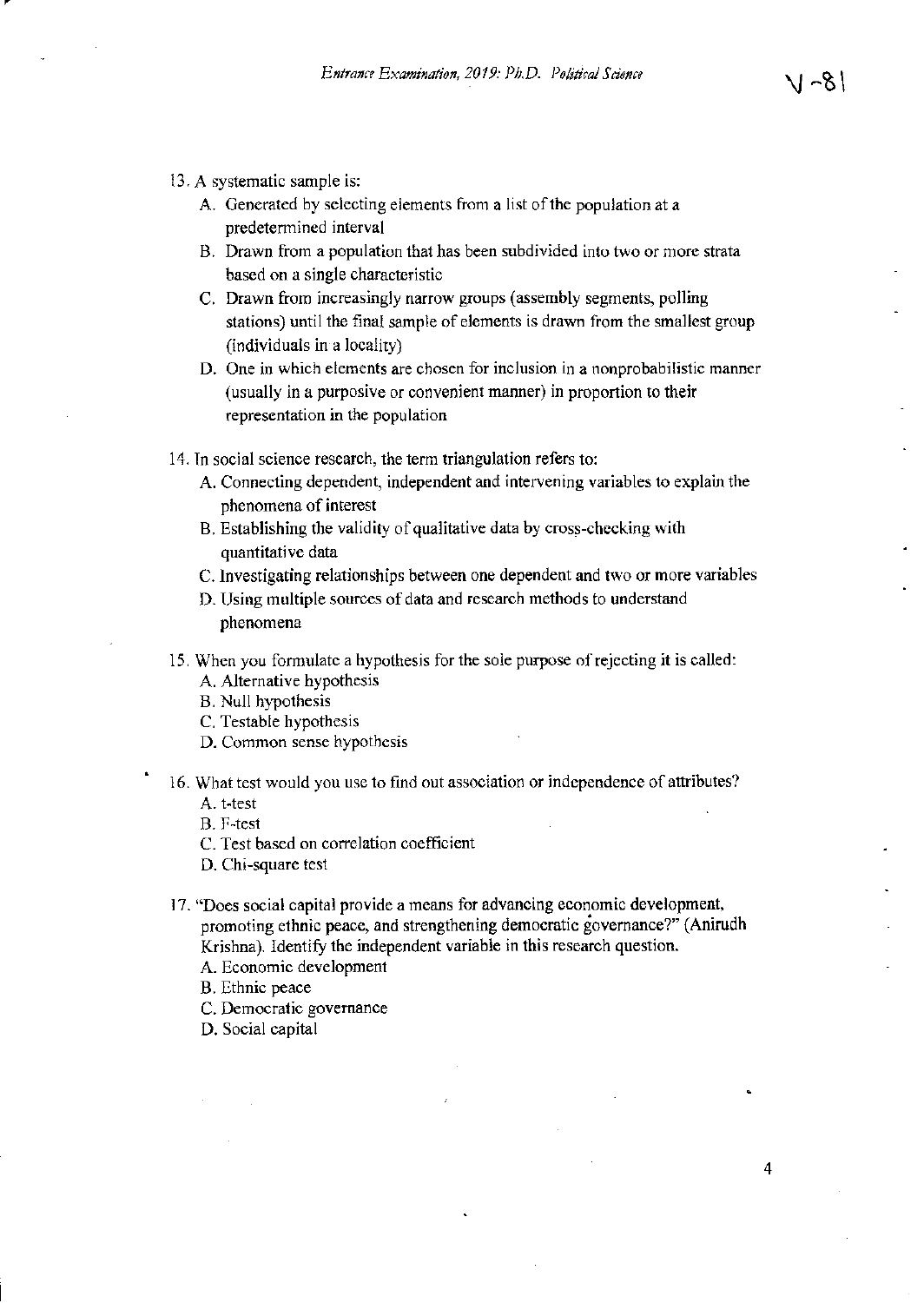13. A systematic sample is:
    A. Generated by selecting elements from a list of the population at a predetermined interval
    B. Drawn from a population that has been subdivided into two or more strata based on a single characteristic
    C. Drawn from increasingly narrow groups (assembly segments, polling stations) until the final sample of elements is drawn from the smallest group (individuals in a locality)
    D. One in which elements are chosen for inclusion in a nonprobabilistic manner (usually in a purposive or convenient manner) in proportion to their representation in the population

14. In social science research, the term triangulation refers to:
    A. Connecting dependent, independent and intervening variables to explain the phenomena of interest
    B. Establishing the validity of qualitative data by cross-checking with quantitative data
    C. Investigating relationships between one dependent and two or more variables
    D. Using multiple sources of data and research methods to understand phenomena

15. When you formulate a hypothesis for the sole purpose of rejecting it is called:
    A. Alternative hypothesis
    B. Null hypothesis
    C. Testable hypothesis
    D. Common sense hypothesis

16. What test would you use to find out association or independence of attributes?
    A. t-test
    B. F-test
    C. Test based on correlation coefficient
    D. Chi-square test

17. "Does social capital provide a means for advancing economic development, promoting ethnic peace, and strengthening democratic governance?" (Anirudh Krishna). Identify the independent variable in this research question.
    A. Economic development
    B. Ethnic peace
    C. Democratic governance
    D. Social capital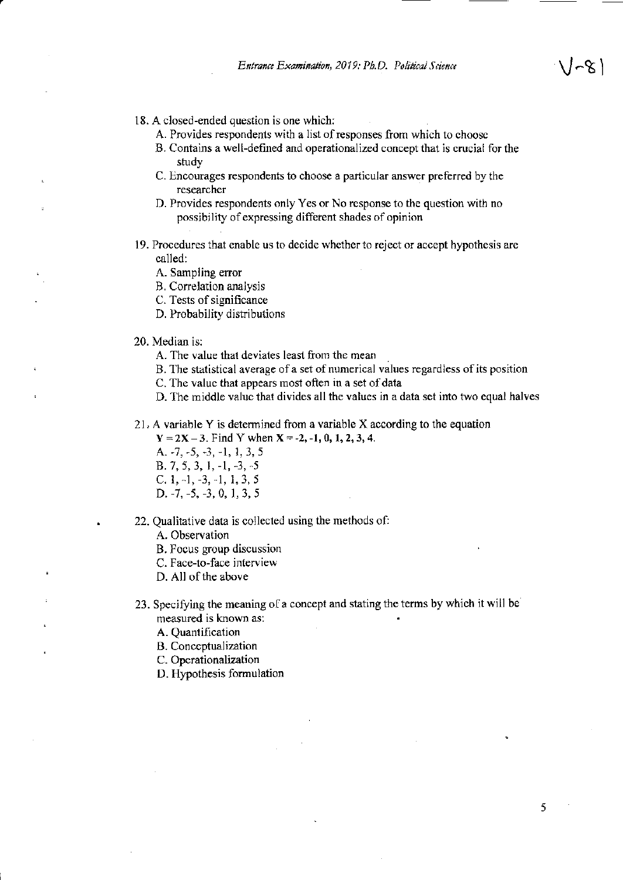18. A closed-ended question is one which:
    - A. Provides respondents with a list of responses from which to choose
    - B. Contains a well-defined and operationalized concept that is crucial for the study
    - C. Encourages respondents to choose a particular answer preferred by the researcher
    - D. Provides respondents only Yes or No response to the question with no possibility of expressing different shades of opinion

19. Procedures that enable us to decide whether to reject or accept hypothesis are called:
    - A. Sampling error
    - B. Correlation analysis
    - C. Tests of significance
    - D. Probability distributions

20. Median is:
    - A. The value that deviates least from the mean
    - B. The statistical average of a set of numerical values regardless of its position
    - C. The value that appears most often in a set of data
    - D. The middle value that divides all the values in a data set into two equal halves

21. A variable Y is determined from a variable X according to the equation $Y = 2X - 3$. Find Y when $X = -2, -1, 0, 1, 2, 3, 4$.
    - A. -7, -5, -3, -1, 1, 3, 5
    - B. 7, 5, 3, 1, -1, -3, -5
    - C. 1, -1, -3, -1, 1, 3, 5
    - D. -7, -5, -3, 0, 1, 3, 5

22. Qualitative data is collected using the methods of:
    - A. Observation
    - B. Focus group discussion
    - C. Face-to-face interview
    - D. All of the above

23. Specifying the meaning of a concept and stating the terms by which it will be measured is known as:
    - A. Quantification
    - B. Conceptualization
    - C. Operationalization
    - D. Hypothesis formulation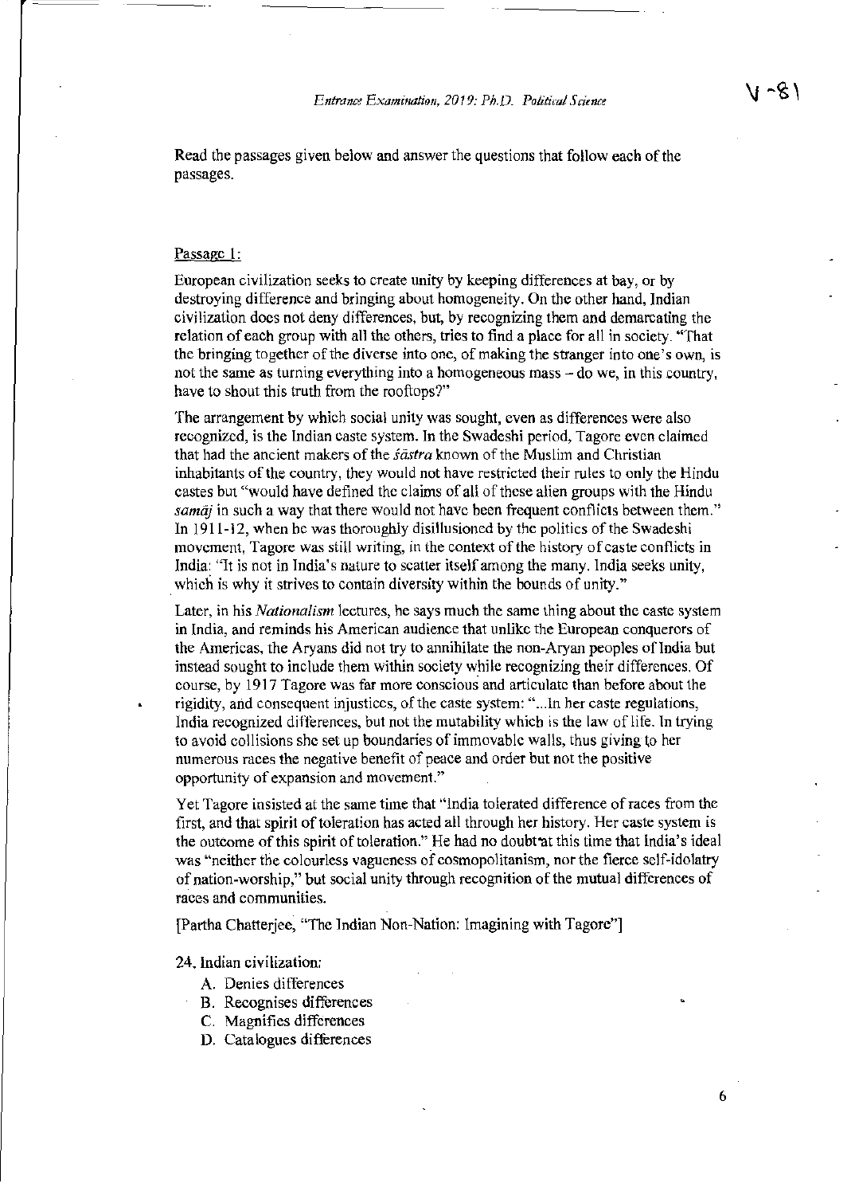Read the passages given below and answer the questions that follow each of the passages.

Passage 1:

European civilization seeks to create unity by keeping differences at bay, or by destroying difference and bringing about homogeneity. On the other hand, Indian civilization does not deny differences, but, by recognizing them and demarcating the relation of each group with all the others, tries to find a place for all in society. "That the bringing together of the diverse into one, of making the stranger into one's own, is not the same as turning everything into a homogeneous mass – do we, in this country, have to shout this truth from the rooftops?"

The arrangement by which social unity was sought, even as differences were also recognized, is the Indian caste system. In the Swadeshi period, Tagore even claimed that had the ancient makers of the *śāstra* known of the Muslim and Christian inhabitants of the country, they would not have restricted their rules to only the Hindu castes but "would have defined the claims of all of these alien groups with the Hindu *samāj* in such a way that there would not have been frequent conflicts between them." In 1911-12, when he was thoroughly disillusioned by the politics of the Swadeshi movement, Tagore was still writing, in the context of the history of caste conflicts in India: "It is not in India's nature to scatter itself among the many. India seeks unity, which is why it strives to contain diversity within the bounds of unity."

Later, in his *Nationalism* lectures, he says much the same thing about the caste system in India, and reminds his American audience that unlike the European conquerors of the Americas, the Aryans did not try to annihilate the non-Aryan peoples of India but instead sought to include them within society while recognizing their differences. Of course, by 1917 Tagore was far more conscious and articulate than before about the rigidity, and consequent injustices, of the caste system: "...In her caste regulations, India recognized differences, but not the mutability which is the law of life. In trying to avoid collisions she set up boundaries of immovable walls, thus giving to her numerous races the negative benefit of peace and order but not the positive opportunity of expansion and movement."

Yet Tagore insisted at the same time that "India tolerated difference of races from the first, and that spirit of toleration has acted all through her history. Her caste system is the outcome of this spirit of toleration." He had no doubt at this time that India's ideal was "neither the colourless vagueness of cosmopolitanism, nor the fierce self-idolatry of nation-worship," but social unity through recognition of the mutual differences of races and communities.

[Partha Chatterjee, "The Indian Non-Nation: Imagining with Tagore"]

24. Indian civilization:

A. Denies differences
B. Recognises differences
C. Magnifies differences
D. Catalogues differences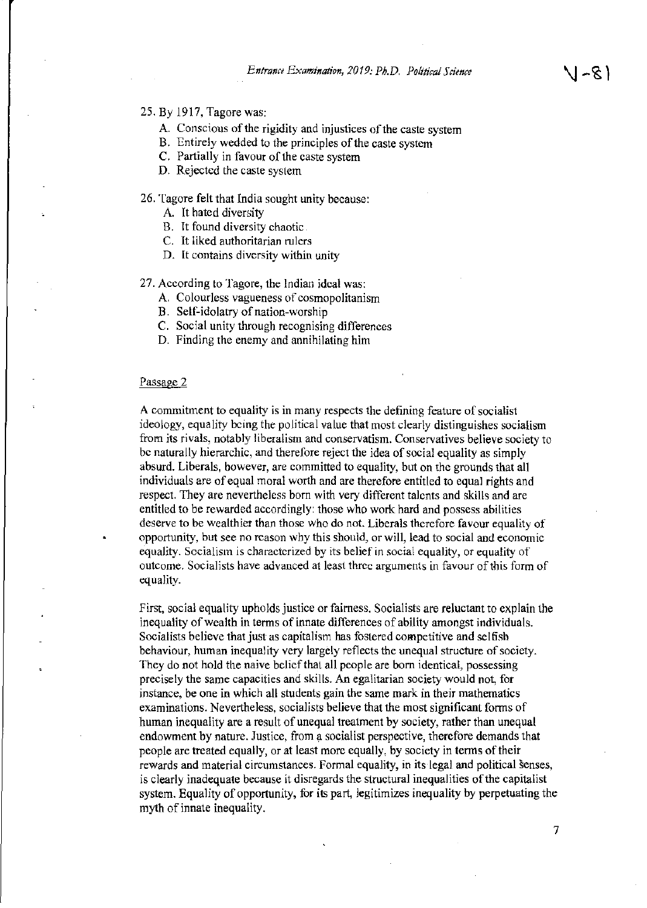25. By 1917, Tagore was:
    A. Conscious of the rigidity and injustices of the caste system
    B. Entirely wedded to the principles of the caste system
    C. Partially in favour of the caste system
    D. Rejected the caste system

26. Tagore felt that India sought unity because:
    A. It hated diversity
    B. It found diversity chaotic
    C. It liked authoritarian rulers
    D. It contains diversity within unity

27. According to Tagore, the Indian ideal was:
    A. Colourless vagueness of cosmopolitanism
    B. Self-idolatry of nation-worship
    C. Social unity through recognising differences
    D. Finding the enemy and annihilating him

Passage 2

A commitment to equality is in many respects the defining feature of socialist ideology, equality being the political value that most clearly distinguishes socialism from its rivals, notably liberalism and conservatism. Conservatives believe society to be naturally hierarchic, and therefore reject the idea of social equality as simply absurd. Liberals, however, are committed to equality, but on the grounds that all individuals are of equal moral worth and are therefore entitled to equal rights and respect. They are nevertheless born with very different talents and skills and are entitled to be rewarded accordingly: those who work hard and possess abilities deserve to be wealthier than those who do not. Liberals therefore favour equality of opportunity, but see no reason why this should, or will, lead to social and economic equality. Socialism is characterized by its belief in social equality, or equality of outcome. Socialists have advanced at least three arguments in favour of this form of equality.

First, social equality upholds justice or fairness. Socialists are reluctant to explain the inequality of wealth in terms of innate differences of ability amongst individuals. Socialists believe that just as capitalism has fostered competitive and selfish behaviour, human inequality very largely reflects the unequal structure of society. They do not hold the naive belief that all people are born identical, possessing precisely the same capacities and skills. An egalitarian society would not, for instance, be one in which all students gain the same mark in their mathematics examinations. Nevertheless, socialists believe that the most significant forms of human inequality are a result of unequal treatment by society, rather than unequal endowment by nature. Justice, from a socialist perspective, therefore demands that people are treated equally, or at least more equally, by society in terms of their rewards and material circumstances. Formal equality, in its legal and political senses, is clearly inadequate because it disregards the structural inequalities of the capitalist system. Equality of opportunity, for its part, legitimizes inequality by perpetuating the myth of innate inequality.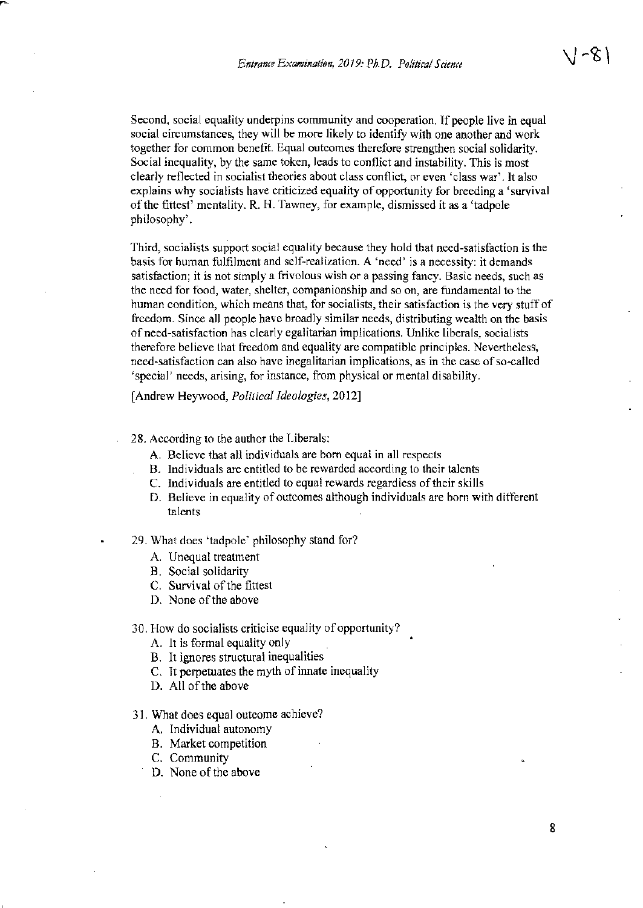Second, social equality underpins community and cooperation. If people live in equal social circumstances, they will be more likely to identify with one another and work together for common benefit. Equal outcomes therefore strengthen social solidarity. Social inequality, by the same token, leads to conflict and instability. This is most clearly reflected in socialist theories about class conflict, or even 'class war'. It also explains why socialists have criticized equality of opportunity for breeding a 'survival of the fittest' mentality. R. H. Tawney, for example, dismissed it as a 'tadpole philosophy'.

Third, socialists support social equality because they hold that need-satisfaction is the basis for human fulfilment and self-realization. A 'need' is a necessity: it demands satisfaction; it is not simply a frivolous wish or a passing fancy. Basic needs, such as the need for food, water, shelter, companionship and so on, are fundamental to the human condition, which means that, for socialists, their satisfaction is the very stuff of freedom. Since all people have broadly similar needs, distributing wealth on the basis of need-satisfaction has clearly egalitarian implications. Unlike liberals, socialists therefore believe that freedom and equality are compatible principles. Nevertheless, need-satisfaction can also have inegalitarian implications, as in the case of so-called 'special' needs, arising, for instance, from physical or mental disability.

[Andrew Heywood, *Political Ideologies*, 2012]

28. According to the author the Liberals:
    A. Believe that all individuals are born equal in all respects
    B. Individuals are entitled to be rewarded according to their talents
    C. Individuals are entitled to equal rewards regardless of their skills
    D. Believe in equality of outcomes although individuals are born with different talents

29. What does 'tadpole' philosophy stand for?
    A. Unequal treatment
    B. Social solidarity
    C. Survival of the fittest
    D. None of the above

30. How do socialists criticise equality of opportunity?
    A. It is formal equality only
    B. It ignores structural inequalities
    C. It perpetuates the myth of innate inequality
    D. All of the above

31. What does equal outcome achieve?
    A. Individual autonomy
    B. Market competition
    C. Community
    D. None of the above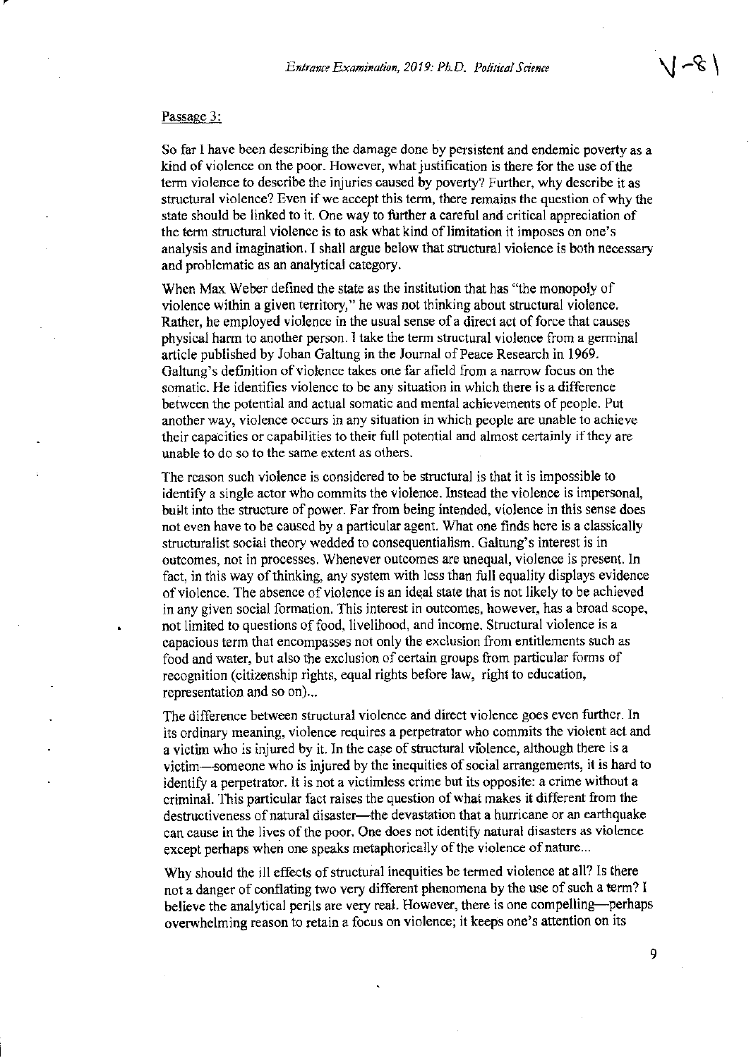Passage 3:

So far I have been describing the damage done by persistent and endemic poverty as a kind of violence on the poor. However, what justification is there for the use of the term violence to describe the injuries caused by poverty? Further, why describe it as structural violence? Even if we accept this term, there remains the question of why the state should be linked to it. One way to further a careful and critical appreciation of the term structural violence is to ask what kind of limitation it imposes on one's analysis and imagination. I shall argue below that structural violence is both necessary and problematic as an analytical category.

When Max Weber defined the state as the institution that has "the monopoly of violence within a given territory," he was not thinking about structural violence. Rather, he employed violence in the usual sense of a direct act of force that causes physical harm to another person. I take the term structural violence from a germinal article published by Johan Galtung in the Journal of Peace Research in 1969. Galtung's definition of violence takes one far afield from a narrow focus on the somatic. He identifies violence to be any situation in which there is a difference between the potential and actual somatic and mental achievements of people. Put another way, violence occurs in any situation in which people are unable to achieve their capacities or capabilities to their full potential and almost certainly if they are unable to do so to the same extent as others.

The reason such violence is considered to be structural is that it is impossible to identify a single actor who commits the violence. Instead the violence is impersonal, built into the structure of power. Far from being intended, violence in this sense does not even have to be caused by a particular agent. What one finds here is a classically structuralist social theory wedded to consequentialism. Galtung's interest is in outcomes, not in processes. Whenever outcomes are unequal, violence is present. In fact, in this way of thinking, any system with less than full equality displays evidence of violence. The absence of violence is an ideal state that is not likely to be achieved in any given social formation. This interest in outcomes, however, has a broad scope, not limited to questions of food, livelihood, and income. Structural violence is a capacious term that encompasses not only the exclusion from entitlements such as food and water, but also the exclusion of certain groups from particular forms of recognition (citizenship rights, equal rights before law, right to education, representation and so on)...

The difference between structural violence and direct violence goes even further. In its ordinary meaning, violence requires a perpetrator who commits the violent act and a victim who is injured by it. In the case of structural violence, although there is a victim—someone who is injured by the inequities of social arrangements, it is hard to identify a perpetrator. It is not a victimless crime but its opposite: a crime without a criminal. This particular fact raises the question of what makes it different from the destructiveness of natural disaster—the devastation that a hurricane or an earthquake can cause in the lives of the poor. One does not identify natural disasters as violence except perhaps when one speaks metaphorically of the violence of nature...

Why should the ill effects of structural inequities be termed violence at all? Is there not a danger of conflating two very different phenomena by the use of such a term? I believe the analytical perils are very real. However, there is one compelling—perhaps overwhelming reason to retain a focus on violence; it keeps one's attention on its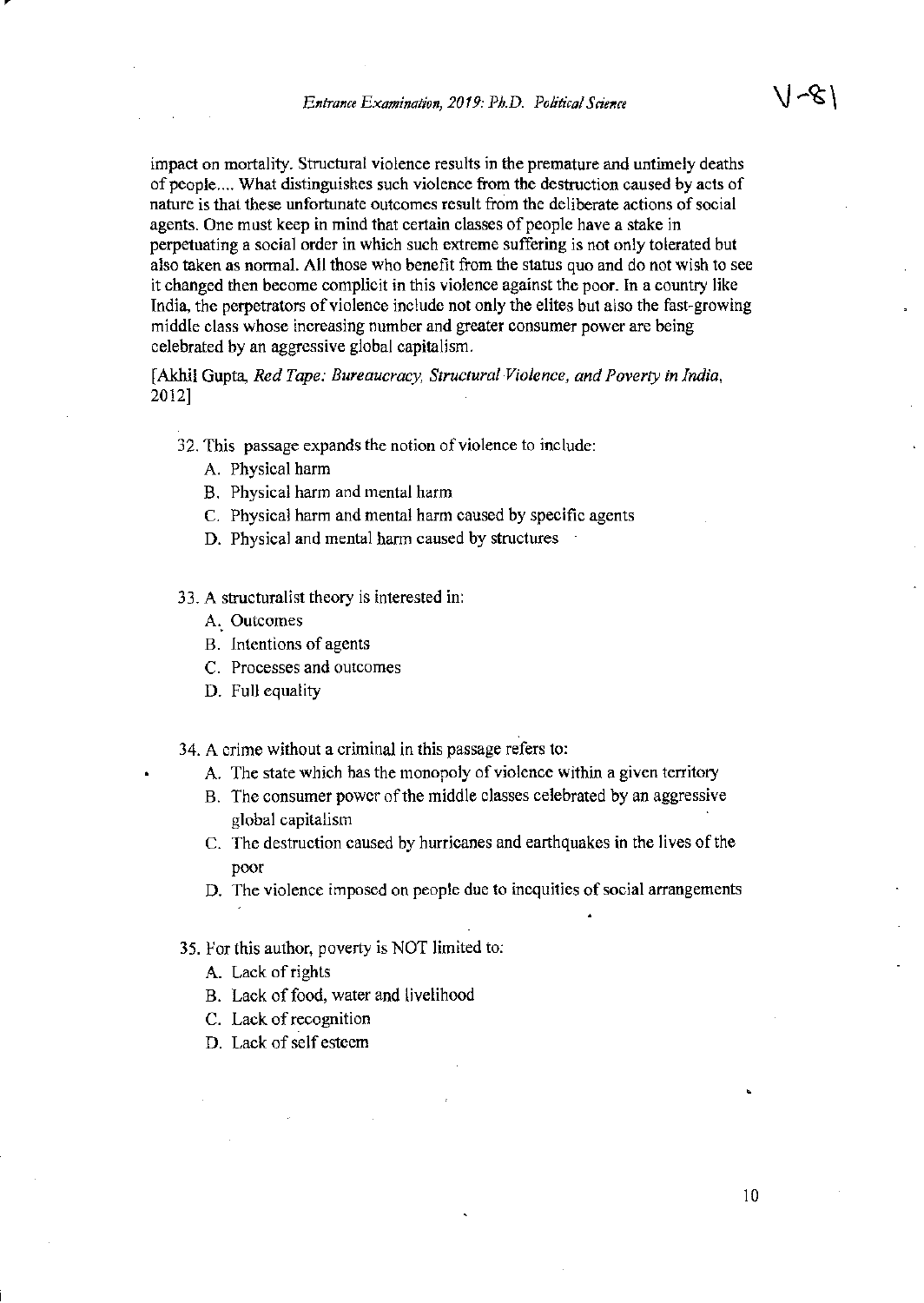impact on mortality. Structural violence results in the premature and untimely deaths of people.... What distinguishes such violence from the destruction caused by acts of nature is that these unfortunate outcomes result from the deliberate actions of social agents. One must keep in mind that certain classes of people have a stake in perpetuating a social order in which such extreme suffering is not only tolerated but also taken as normal. All those who benefit from the status quo and do not wish to see it changed then become complicit in this violence against the poor. In a country like India, the perpetrators of violence include not only the elites but also the fast-growing middle class whose increasing number and greater consumer power are being celebrated by an aggressive global capitalism.

[Akhil Gupta, *Red Tape: Bureaucracy, Structural Violence, and Poverty in India*, 2012]

32. This passage expands the notion of violence to include:
    A. Physical harm
    B. Physical harm and mental harm
    C. Physical harm and mental harm caused by specific agents
    D. Physical and mental harm caused by structures

33. A structuralist theory is interested in:
    A. Outcomes
    B. Intentions of agents
    C. Processes and outcomes
    D. Full equality

34. A crime without a criminal in this passage refers to:
    A. The state which has the monopoly of violence within a given territory
    B. The consumer power of the middle classes celebrated by an aggressive global capitalism
    C. The destruction caused by hurricanes and earthquakes in the lives of the poor
    D. The violence imposed on people due to inequities of social arrangements

35. For this author, poverty is NOT limited to:
    A. Lack of rights
    B. Lack of food, water and livelihood
    C. Lack of recognition
    D. Lack of self esteem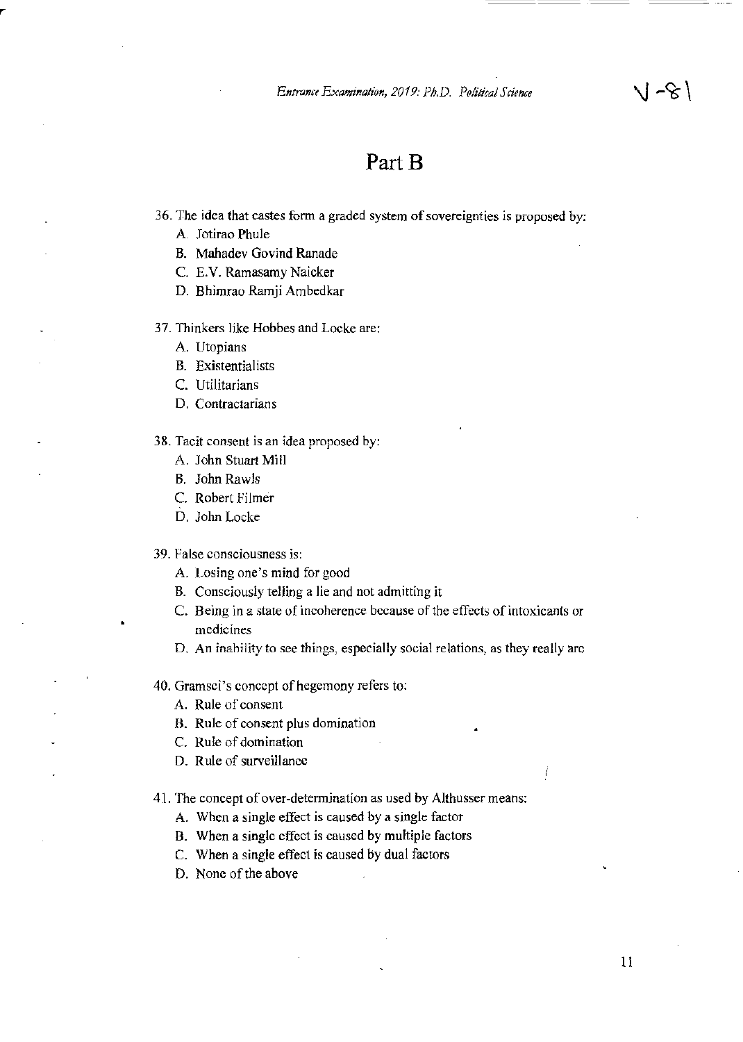# Part B

36. The idea that castes form a graded system of sovereignties is proposed by:
    - A. Jotirao Phule
    - B. Mahadev Govind Ranade
    - C. E.V. Ramasamy Naicker
    - D. Bhimrao Ramji Ambedkar

37. Thinkers like Hobbes and Locke are:
    - A. Utopians
    - B. Existentialists
    - C. Utilitarians
    - D. Contractarians

38. Tacit consent is an idea proposed by:
    - A. John Stuart Mill
    - B. John Rawls
    - C. Robert Filmer
    - D. John Locke

39. False consciousness is:
    - A. Losing one's mind for good
    - B. Consciously telling a lie and not admitting it
    - C. Being in a state of incoherence because of the effects of intoxicants or medicines
    - D. An inability to see things, especially social relations, as they really are

40. Gramsci's concept of hegemony refers to:
    - A. Rule of consent
    - B. Rule of consent plus domination
    - C. Rule of domination
    - D. Rule of surveillance

41. The concept of over-determination as used by Althusser means:
    - A. When a single effect is caused by a single factor
    - B. When a single effect is caused by multiple factors
    - C. When a single effect is caused by dual factors
    - D. None of the above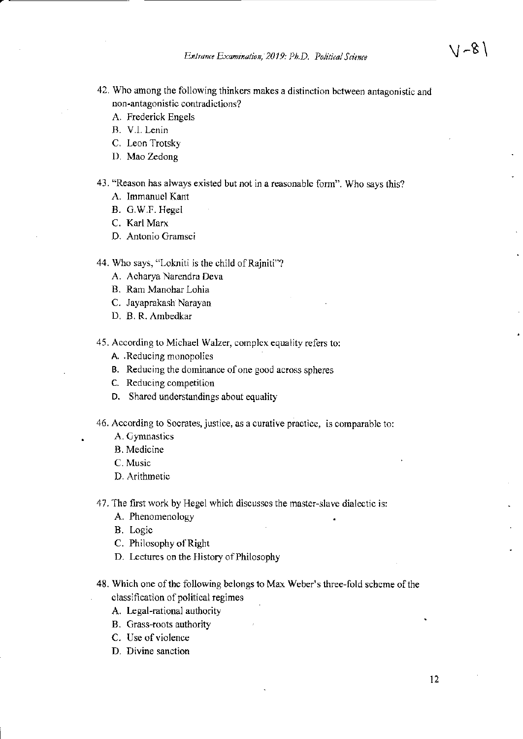42. Who among the following thinkers makes a distinction between antagonistic and non-antagonistic contradictions?
    - A. Frederick Engels
    - B. V.I. Lenin
    - C. Leon Trotsky
    - D. Mao Zedong

43. "Reason has always existed but not in a reasonable form". Who says this?
    - A. Immanuel Kant
    - B. G.W.F. Hegel
    - C. Karl Marx
    - D. Antonio Gramsci

44. Who says, "Lokniti is the child of Rajniti"?
    - A. Acharya Narendra Deva
    - B. Ram Manohar Lohia
    - C. Jayaprakash Narayan
    - D. B. R. Ambedkar

45. According to Michael Walzer, complex equality refers to:
    - A. .Reducing monopolies
    - B. Reducing the dominance of one good across spheres
    - C. Reducing competition
    - D. Shared understandings about equality

46. According to Socrates, justice, as a curative practice, is comparable to:
    - A. Gymnastics
    - B. Medicine
    - C. Music
    - D. Arithmetic

47. The first work by Hegel which discusses the master-slave dialectic is:
    - A. Phenomenology
    - B. Logic
    - C. Philosophy of Right
    - D. Lectures on the History of Philosophy

48. Which one of the following belongs to Max Weber's three-fold scheme of the classification of political regimes
    - A. Legal-rational authority
    - B. Grass-roots authority
    - C. Use of violence
    - D. Divine sanction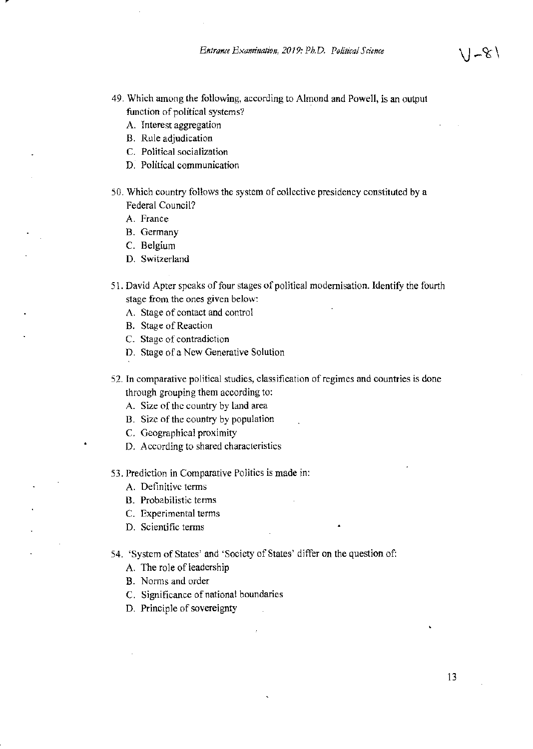49. Which among the following, according to Almond and Powell, is an output function of political systems?
    A. Interest aggregation
    B. Rule adjudication
    C. Political socialization
    D. Political communication

50. Which country follows the system of collective presidency constituted by a Federal Council?
    A. France
    B. Germany
    C. Belgium
    D. Switzerland

51. David Apter speaks of four stages of political modernisation. Identify the fourth stage from the ones given below:
    A. Stage of contact and control
    B. Stage of Reaction
    C. Stage of contradiction
    D. Stage of a New Generative Solution

52. In comparative political studies, classification of regimes and countries is done through grouping them according to:
    A. Size of the country by land area
    B. Size of the country by population
    C. Geographical proximity
    D. According to shared characteristics

53. Prediction in Comparative Politics is made in:
    A. Definitive terms
    B. Probabilistic terms
    C. Experimental terms
    D. Scientific terms

54. 'System of States' and 'Society of States' differ on the question of:
    A. The role of leadership
    B. Norms and order
    C. Significance of national boundaries
    D. Principle of sovereignty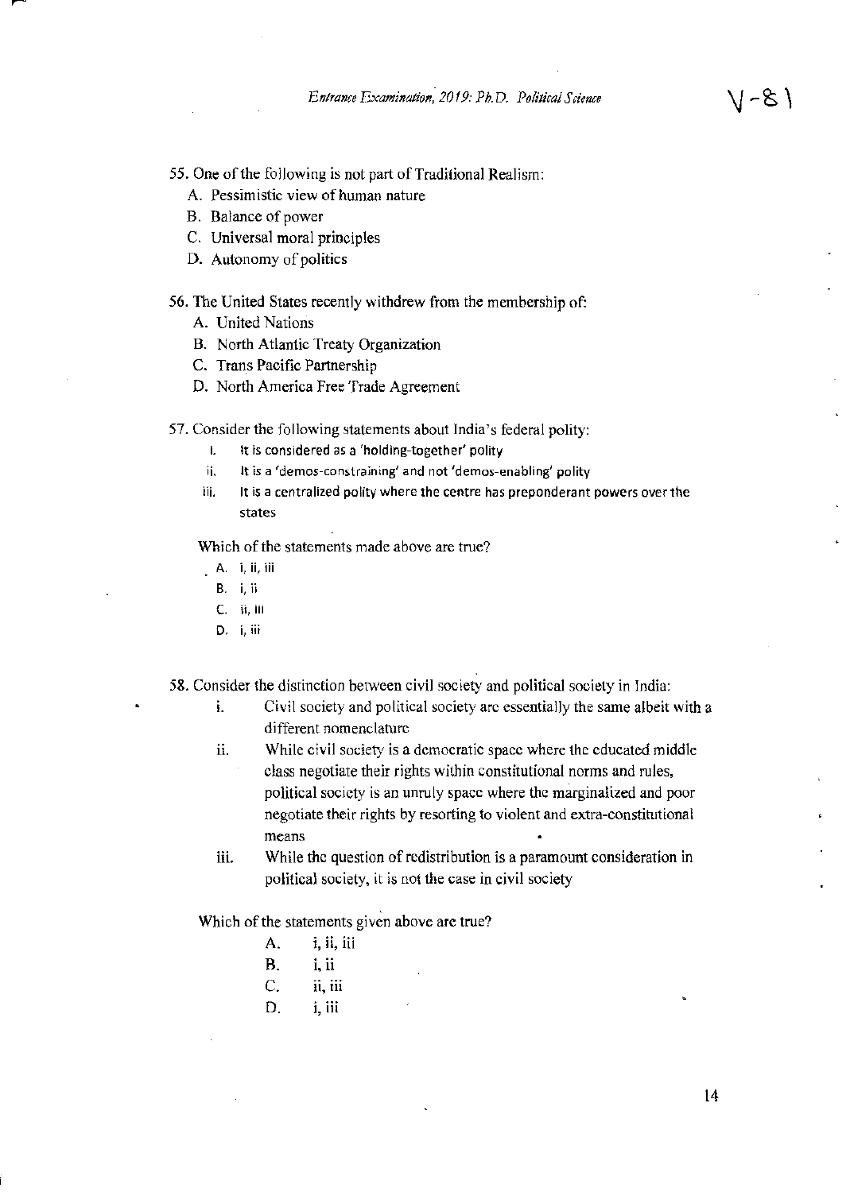55. One of the following is not part of Traditional Realism:
   A. Pessimistic view of human nature
   B. Balance of power
   C. Universal moral principles
   D. Autonomy of politics

56. The United States recently withdrew from the membership of:
   A. United Nations
   B. North Atlantic Treaty Organization
   C. Trans Pacific Partnership
   D. North America Free Trade Agreement

57. Consider the following statements about India's federal polity:
   i. It is considered as a 'holding-together' polity
   ii. It is a 'demos-constraining' and not 'demos-enabling' polity
   iii. It is a centralized polity where the centre has preponderant powers over the states

   Which of the statements made above are true?
   A. i, ii, iii
   B. i, ii
   C. ii, iii
   D. i, iii

58. Consider the distinction between civil society and political society in India:
   i. Civil society and political society are essentially the same albeit with a different nomenclature
   ii. While civil society is a democratic space where the educated middle class negotiate their rights within constitutional norms and rules, political society is an unruly space where the marginalized and poor negotiate their rights by resorting to violent and extra-constitutional means
   iii. While the question of redistribution is a paramount consideration in political society, it is not the case in civil society

   Which of the statements given above are true?
   A. i, ii, iii
   B. i, ii
   C. ii, iii
   D. i, iii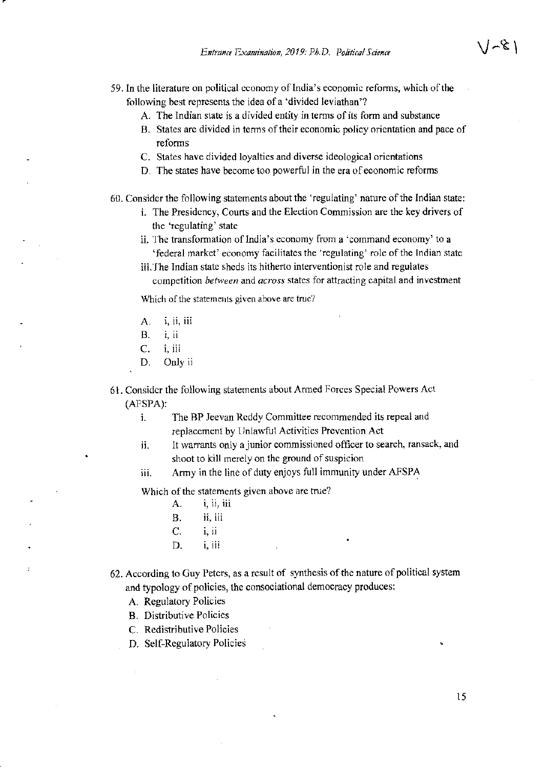59. In the literature on political economy of India's economic reforms, which of the following best represents the idea of a 'divided leviathan'?
    - A. The Indian state is a divided entity in terms of its form and substance
    - B. States are divided in terms of their economic policy orientation and pace of reforms
    - C. States have divided loyalties and diverse ideological orientations
    - D. The states have become too powerful in the era of economic reforms

60. Consider the following statements about the 'regulating' nature of the Indian state:
    - i. The Presidency, Courts and the Election Commission are the key drivers of the 'regulating' state
    - ii. The transformation of India's economy from a 'command economy' to a 'federal market' economy facilitates the 'regulating' role of the Indian state
    - iii. The Indian state sheds its hitherto interventionist role and regulates competition *between* and *across* states for attracting capital and investment

    Which of the statements given above are true?

    - A. i, ii, iii
    - B. i, ii
    - C. i, iii
    - D. Only ii

61. Consider the following statements about Armed Forces Special Powers Act (AFSPA):
    - i. The BP Jeevan Reddy Committee recommended its repeal and replacement by Unlawful Activities Prevention Act
    - ii. It warrants only a junior commissioned officer to search, ransack, and shoot to kill merely on the ground of suspicion
    - iii. Army in the line of duty enjoys full immunity under AFSPA

    Which of the statements given above are true?
    - A. i, ii, iii
    - B. ii, iii
    - C. i, ii
    - D. i, iii

62. According to Guy Peters, as a result of synthesis of the nature of political system and typology of policies, the consociational democracy produces:
    - A. Regulatory Policies
    - B. Distributive Policies
    - C. Redistributive Policies
    - D. Self-Regulatory Policies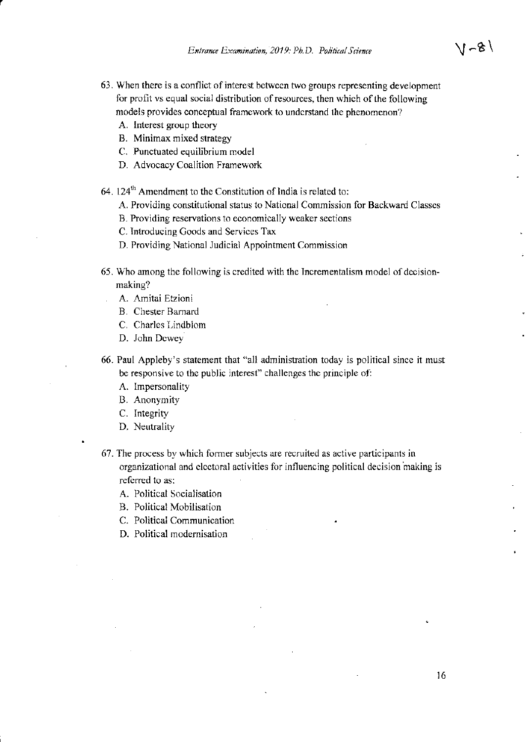63. When there is a conflict of interest between two groups representing development for profit vs equal social distribution of resources, then which of the following models provides conceptual framework to understand the phenomenon?
   A. Interest group theory
   B. Minimax mixed strategy
   C. Punctuated equilibrium model
   D. Advocacy Coalition Framework

64. 124th Amendment to the Constitution of India is related to:
   A. Providing constitutional status to National Commission for Backward Classes
   B. Providing reservations to economically weaker sections
   C. Introducing Goods and Services Tax
   D. Providing National Judicial Appointment Commission

65. Who among the following is credited with the Incrementalism model of decision-making?
   A. Amitai Etzioni
   B. Chester Barnard
   C. Charles Lindblom
   D. John Dewey

66. Paul Appleby's statement that "all administration today is political since it must be responsive to the public interest" challenges the principle of:
   A. Impersonality
   B. Anonymity
   C. Integrity
   D. Neutrality

67. The process by which former subjects are recruited as active participants in organizational and electoral activities for influencing political decision making is referred to as:
   A. Political Socialisation
   B. Political Mobilisation
   C. Political Communication
   D. Political modernisation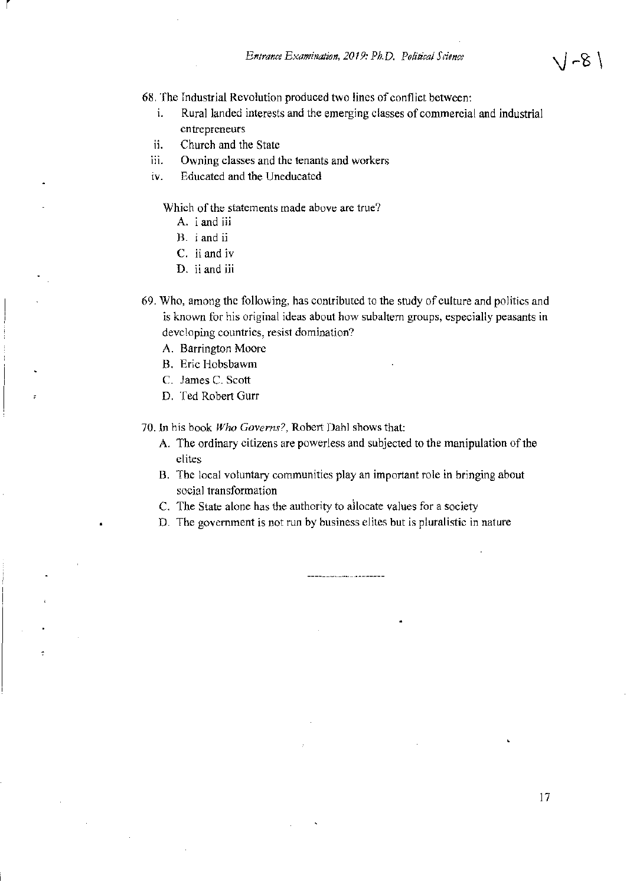68. The Industrial Revolution produced two lines of conflict between:
    i. Rural landed interests and the emerging classes of commercial and industrial entrepreneurs
    ii. Church and the State
    iii. Owning classes and the tenants and workers
    iv. Educated and the Uneducated

    Which of the statements made above are true?
    A. i and iii
    B. i and ii
    C. ii and iv
    D. ii and iii

69. Who, among the following, has contributed to the study of culture and politics and is known for his original ideas about how subaltern groups, especially peasants in developing countries, resist domination?
    A. Barrington Moore
    B. Eric Hobsbawm
    C. James C. Scott
    D. Ted Robert Gurr

70. In his book *Who Governs?*, Robert Dahl shows that:
    A. The ordinary citizens are powerless and subjected to the manipulation of the elites
    B. The local voluntary communities play an important role in bringing about social transformation
    C. The State alone has the authority to allocate values for a society
    D. The government is not run by business elites but is pluralistic in nature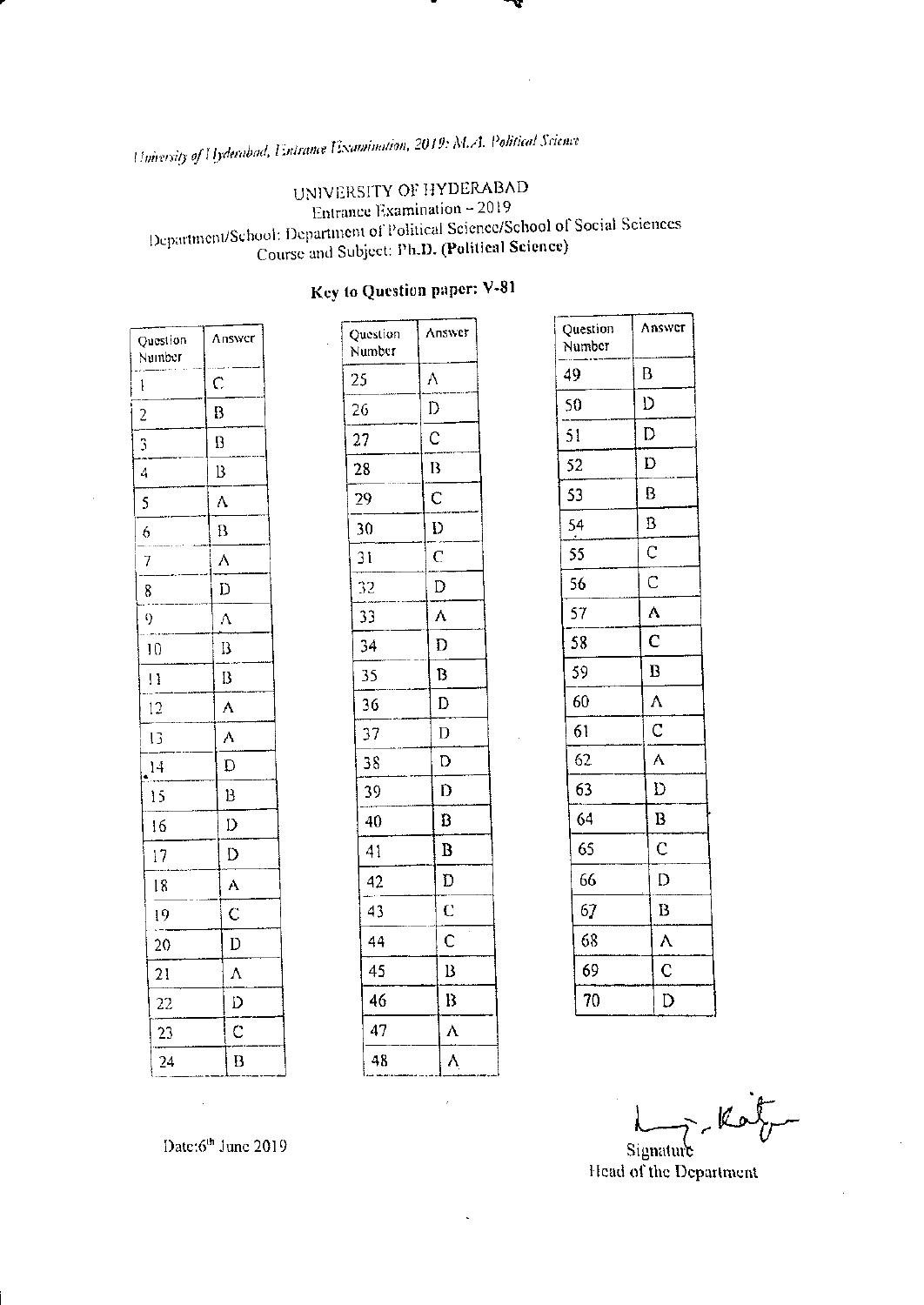*University of Hyderabad, Entrance Examination, 2019: M.A. Political Science*

# UNIVERSITY OF HYDERABAD

Entrance Examination – 2019

Department/School: Department of Political Science/School of Social Sciences

Course and Subject: Ph.D. (Political Science)

## Key to Question paper: V-81

| Question Number | Answer |
|---|---|
| 1 | C |
| 2 | B |
| 3 | B |
| 4 | B |
| 5 | A |
| 6 | B |
| 7 | A |
| 8 | D |
| 9 | A |
| 10 | B |
| 11 | B |
| 12 | A |
| 13 | A |
| 14 | D |
| 15 | B |
| 16 | D |
| 17 | D |
| 18 | A |
| 19 | C |
| 20 | D |
| 21 | A |
| 22 | D |
| 23 | C |
| 24 | B |

| Question Number | Answer |
|---|---|
| 25 | A |
| 26 | D |
| 27 | C |
| 28 | B |
| 29 | C |
| 30 | D |
| 31 | C |
| 32 | D |
| 33 | A |
| 34 | D |
| 35 | B |
| 36 | D |
| 37 | D |
| 38 | D |
| 39 | D |
| 40 | B |
| 41 | B |
| 42 | D |
| 43 | C |
| 44 | C |
| 45 | B |
| 46 | B |
| 47 | A |
| 48 | A |

| Question Number | Answer |
|---|---|
| 49 | B |
| 50 | D |
| 51 | D |
| 52 | D |
| 53 | B |
| 54 | B |
| 55 | C |
| 56 | C |
| 57 | A |
| 58 | C |
| 59 | B |
| 60 | A |
| 61 | C |
| 62 | A |
| 63 | D |
| 64 | B |
| 65 | C |
| 66 | D |
| 67 | B |
| 68 | A |
| 69 | C |
| 70 | D |

Date: 6th June 2019

Signature
Head of the Department